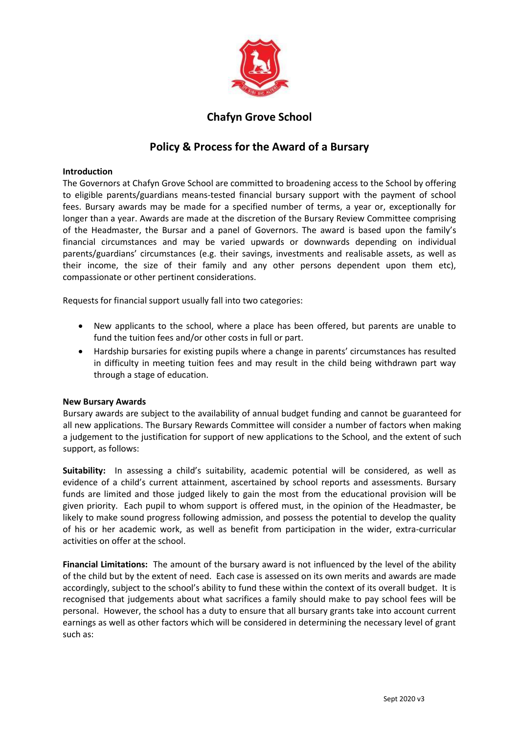# Chafyn Grove School

## Policy & Process for the Award of a Bursary

**Introduction**

The Governors at Chafyn Grove School are committed to broadening access to the School by offering to eligible parents/guardians means-tested financial bursary support with the payment of school fees. Bursary awards may be made for a specified number of terms, a year or, exceptionally for longer than a year. Awards are made at the discretion of the Bursary Review Committee comprising of the Headmaster, the Bursar and a panel of Governors. The award is based upon the family's financial circumstances and may be varied upwards or downwards depending on individual parents/guardians' circumstances (e.g. their savings, investments and realisable assets, as well as their income, the size of their family and any other persons dependent upon them etc), compassionate or other pertinent considerations.

Requests for financial support usually fall into two categories:

- New applicants to the school, where a place has been offered, but parents are unable to fund the tuition fees and/or other costs in full or part.
- Hardship bursaries for existing pupils where a change in parents' circumstances has resulted in difficulty in meeting tuition fees and may result in the child being withdrawn part way through a stage of education.

**New Bursary Awards**

Bursary awards are subject to the availability of annual budget funding and cannot be guaranteed for all new applications. The Bursary Rewards Committee will consider a number of factors when making a judgement to the justification for support of new applications to the School, and the extent of such support, as follows:

**Suitability:** In assessing a child's suitability, academic potential will be considered, as well as evidence of a child's current attainment, ascertained by school reports and assessments. Bursary funds are limited and those judged likely to gain the most from the educational provision will be given priority. Each pupil to whom support is offered must, in the opinion of the Headmaster, be likely to make sound progress following admission, and possess the potential to develop the quality of his or her academic work, as well as benefit from participation in the wider, extra-curricular activities on offer at the school.

**Financial Limitations:** The amount of the bursary award is not influenced by the level of the ability of the child but by the extent of need. Each case is assessed on its own merits and awards are made accordingly, subject to the school's ability to fund these within the context of its overall budget. It is recognised that judgements about what sacrifices a family should make to pay school fees will be personal. However, the school has a duty to ensure that all bursary grants take into account current earnings as well as other factors which will be considered in determining the necessary level of grant such as: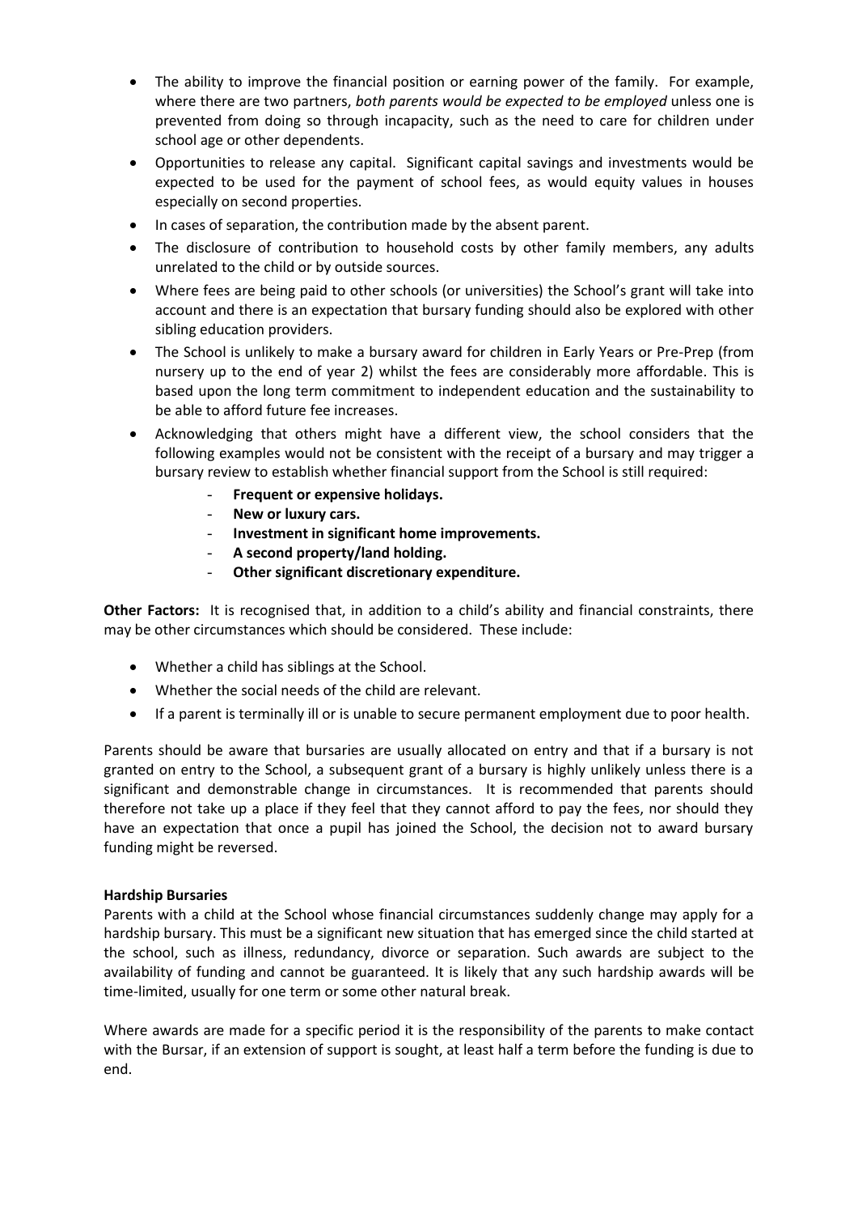- The ability to improve the financial position or earning power of the family. For example, where there are two partners, *both parents would be expected to be employed* unless one is prevented from doing so through incapacity, such as the need to care for children under school age or other dependents.
- Opportunities to release any capital. Significant capital savings and investments would be expected to be used for the payment of school fees, as would equity values in houses especially on second properties.
- In cases of separation, the contribution made by the absent parent.
- The disclosure of contribution to household costs by other family members, any adults unrelated to the child or by outside sources.
- Where fees are being paid to other schools (or universities) the School's grant will take into account and there is an expectation that bursary funding should also be explored with other sibling education providers.
- The School is unlikely to make a bursary award for children in Early Years or Pre-Prep (from nursery up to the end of year 2) whilst the fees are considerably more affordable. This is based upon the long term commitment to independent education and the sustainability to be able to afford future fee increases.
- Acknowledging that others might have a different view, the school considers that the following examples would not be consistent with the receipt of a bursary and may trigger a bursary review to establish whether financial support from the School is still required:
    - **Frequent or expensive holidays.**
    - **New or luxury cars.**
    - **Investment in significant home improvements.**
    - **A second property/land holding.**
    - **Other significant discretionary expenditure.**

**Other Factors:** It is recognised that, in addition to a child's ability and financial constraints, there may be other circumstances which should be considered. These include:

- Whether a child has siblings at the School.
- Whether the social needs of the child are relevant.
- If a parent is terminally ill or is unable to secure permanent employment due to poor health.

Parents should be aware that bursaries are usually allocated on entry and that if a bursary is not granted on entry to the School, a subsequent grant of a bursary is highly unlikely unless there is a significant and demonstrable change in circumstances. It is recommended that parents should therefore not take up a place if they feel that they cannot afford to pay the fees, nor should they have an expectation that once a pupil has joined the School, the decision not to award bursary funding might be reversed.

**Hardship Bursaries**

Parents with a child at the School whose financial circumstances suddenly change may apply for a hardship bursary. This must be a significant new situation that has emerged since the child started at the school, such as illness, redundancy, divorce or separation. Such awards are subject to the availability of funding and cannot be guaranteed. It is likely that any such hardship awards will be time-limited, usually for one term or some other natural break.

Where awards are made for a specific period it is the responsibility of the parents to make contact with the Bursar, if an extension of support is sought, at least half a term before the funding is due to end.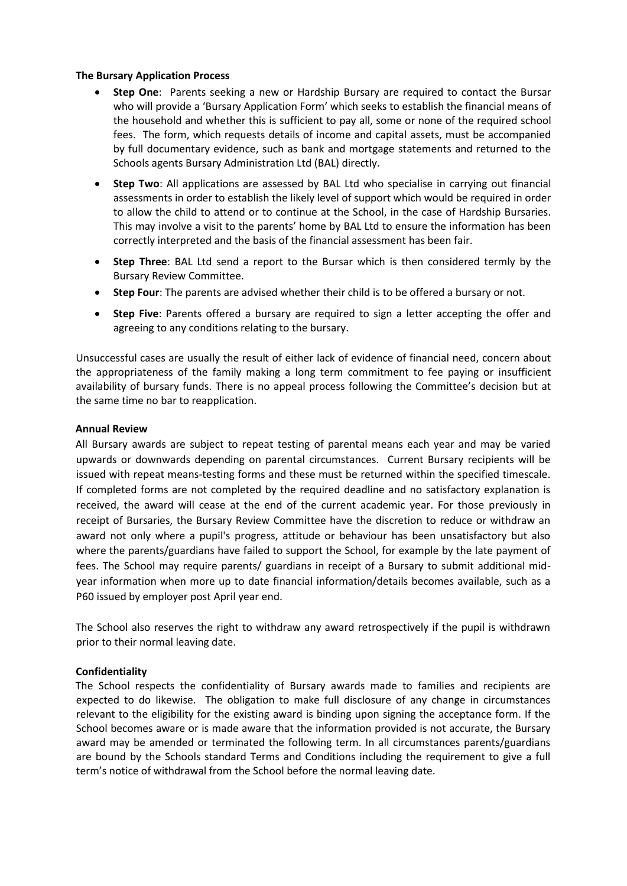**The Bursary Application Process**

- **Step One**: Parents seeking a new or Hardship Bursary are required to contact the Bursar who will provide a 'Bursary Application Form' which seeks to establish the financial means of the household and whether this is sufficient to pay all, some or none of the required school fees. The form, which requests details of income and capital assets, must be accompanied by full documentary evidence, such as bank and mortgage statements and returned to the Schools agents Bursary Administration Ltd (BAL) directly.
- **Step Two**: All applications are assessed by BAL Ltd who specialise in carrying out financial assessments in order to establish the likely level of support which would be required in order to allow the child to attend or to continue at the School, in the case of Hardship Bursaries. This may involve a visit to the parents' home by BAL Ltd to ensure the information has been correctly interpreted and the basis of the financial assessment has been fair.
- **Step Three**: BAL Ltd send a report to the Bursar which is then considered termly by the Bursary Review Committee.
- **Step Four**: The parents are advised whether their child is to be offered a bursary or not.
- **Step Five**: Parents offered a bursary are required to sign a letter accepting the offer and agreeing to any conditions relating to the bursary.

Unsuccessful cases are usually the result of either lack of evidence of financial need, concern about the appropriateness of the family making a long term commitment to fee paying or insufficient availability of bursary funds. There is no appeal process following the Committee's decision but at the same time no bar to reapplication.

**Annual Review**

All Bursary awards are subject to repeat testing of parental means each year and may be varied upwards or downwards depending on parental circumstances. Current Bursary recipients will be issued with repeat means-testing forms and these must be returned within the specified timescale. If completed forms are not completed by the required deadline and no satisfactory explanation is received, the award will cease at the end of the current academic year. For those previously in receipt of Bursaries, the Bursary Review Committee have the discretion to reduce or withdraw an award not only where a pupil's progress, attitude or behaviour has been unsatisfactory but also where the parents/guardians have failed to support the School, for example by the late payment of fees. The School may require parents/ guardians in receipt of a Bursary to submit additional mid-year information when more up to date financial information/details becomes available, such as a P60 issued by employer post April year end.

The School also reserves the right to withdraw any award retrospectively if the pupil is withdrawn prior to their normal leaving date.

**Confidentiality**

The School respects the confidentiality of Bursary awards made to families and recipients are expected to do likewise. The obligation to make full disclosure of any change in circumstances relevant to the eligibility for the existing award is binding upon signing the acceptance form. If the School becomes aware or is made aware that the information provided is not accurate, the Bursary award may be amended or terminated the following term. In all circumstances parents/guardians are bound by the Schools standard Terms and Conditions including the requirement to give a full term's notice of withdrawal from the School before the normal leaving date.